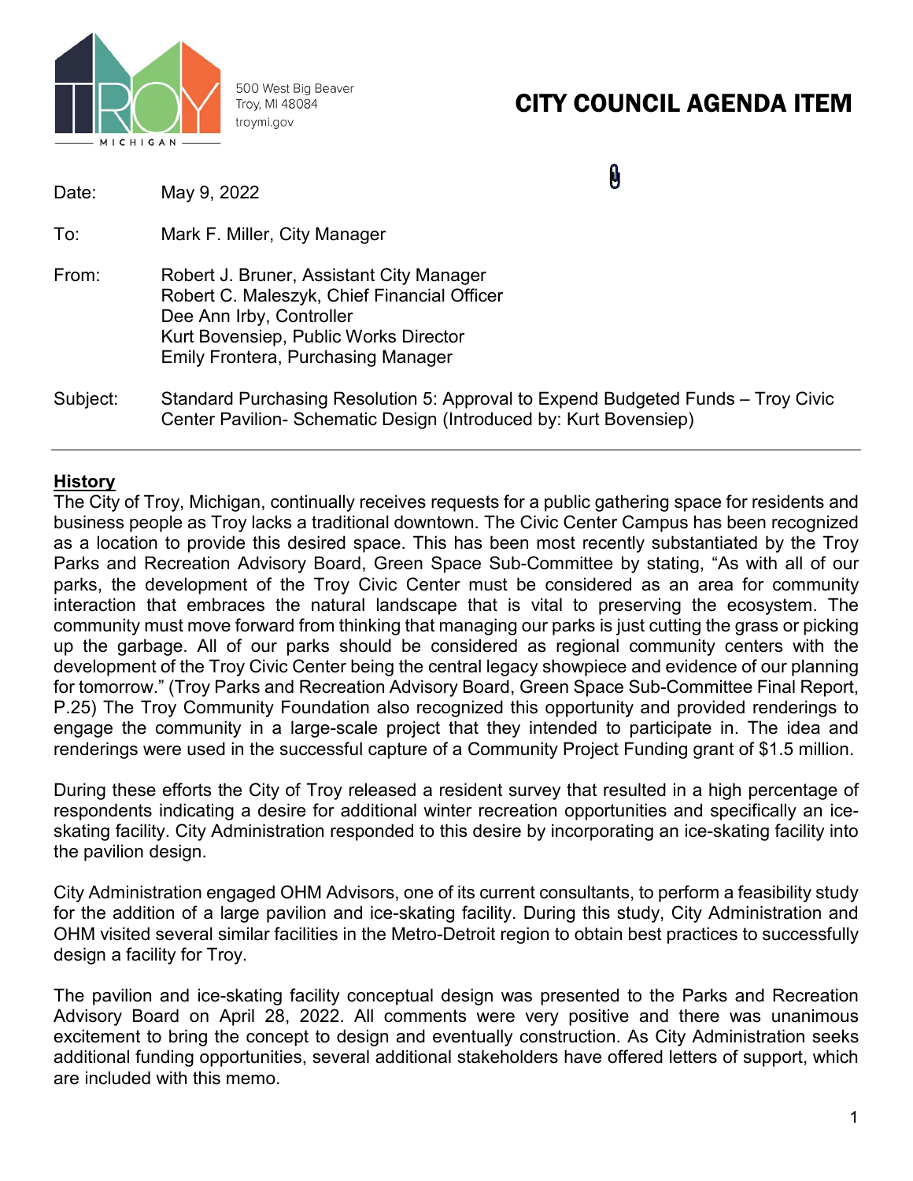500 West Big Beaver
Troy, MI 48084
troymi.gov

# CITY COUNCIL AGENDA ITEM

Date: May 9, 2022

To: Mark F. Miller, City Manager

From: Robert J. Bruner, Assistant City Manager
Robert C. Maleszyk, Chief Financial Officer
Dee Ann Irby, Controller
Kurt Bovensiep, Public Works Director
Emily Frontera, Purchasing Manager

Subject: Standard Purchasing Resolution 5: Approval to Expend Budgeted Funds – Troy Civic Center Pavilion- Schematic Design (Introduced by: Kurt Bovensiep)

---

## History

The City of Troy, Michigan, continually receives requests for a public gathering space for residents and business people as Troy lacks a traditional downtown. The Civic Center Campus has been recognized as a location to provide this desired space. This has been most recently substantiated by the Troy Parks and Recreation Advisory Board, Green Space Sub-Committee by stating, "As with all of our parks, the development of the Troy Civic Center must be considered as an area for community interaction that embraces the natural landscape that is vital to preserving the ecosystem. The community must move forward from thinking that managing our parks is just cutting the grass or picking up the garbage. All of our parks should be considered as regional community centers with the development of the Troy Civic Center being the central legacy showpiece and evidence of our planning for tomorrow." (Troy Parks and Recreation Advisory Board, Green Space Sub-Committee Final Report, P.25) The Troy Community Foundation also recognized this opportunity and provided renderings to engage the community in a large-scale project that they intended to participate in. The idea and renderings were used in the successful capture of a Community Project Funding grant of $1.5 million.

During these efforts the City of Troy released a resident survey that resulted in a high percentage of respondents indicating a desire for additional winter recreation opportunities and specifically an ice-skating facility. City Administration responded to this desire by incorporating an ice-skating facility into the pavilion design.

City Administration engaged OHM Advisors, one of its current consultants, to perform a feasibility study for the addition of a large pavilion and ice-skating facility. During this study, City Administration and OHM visited several similar facilities in the Metro-Detroit region to obtain best practices to successfully design a facility for Troy.

The pavilion and ice-skating facility conceptual design was presented to the Parks and Recreation Advisory Board on April 28, 2022. All comments were very positive and there was unanimous excitement to bring the concept to design and eventually construction. As City Administration seeks additional funding opportunities, several additional stakeholders have offered letters of support, which are included with this memo.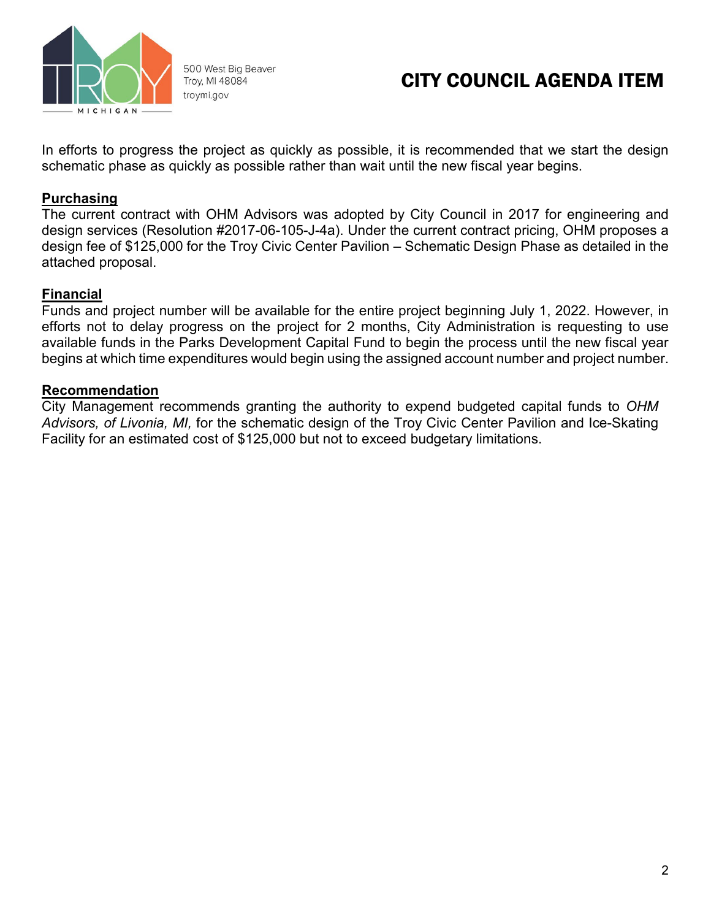In efforts to progress the project as quickly as possible, it is recommended that we start the design schematic phase as quickly as possible rather than wait until the new fiscal year begins.

**Purchasing**

The current contract with OHM Advisors was adopted by City Council in 2017 for engineering and design services (Resolution #2017-06-105-J-4a). Under the current contract pricing, OHM proposes a design fee of $125,000 for the Troy Civic Center Pavilion – Schematic Design Phase as detailed in the attached proposal.

**Financial**

Funds and project number will be available for the entire project beginning July 1, 2022. However, in efforts not to delay progress on the project for 2 months, City Administration is requesting to use available funds in the Parks Development Capital Fund to begin the process until the new fiscal year begins at which time expenditures would begin using the assigned account number and project number.

**Recommendation**

City Management recommends granting the authority to expend budgeted capital funds to *OHM Advisors, of Livonia, MI,* for the schematic design of the Troy Civic Center Pavilion and Ice-Skating Facility for an estimated cost of $125,000 but not to exceed budgetary limitations.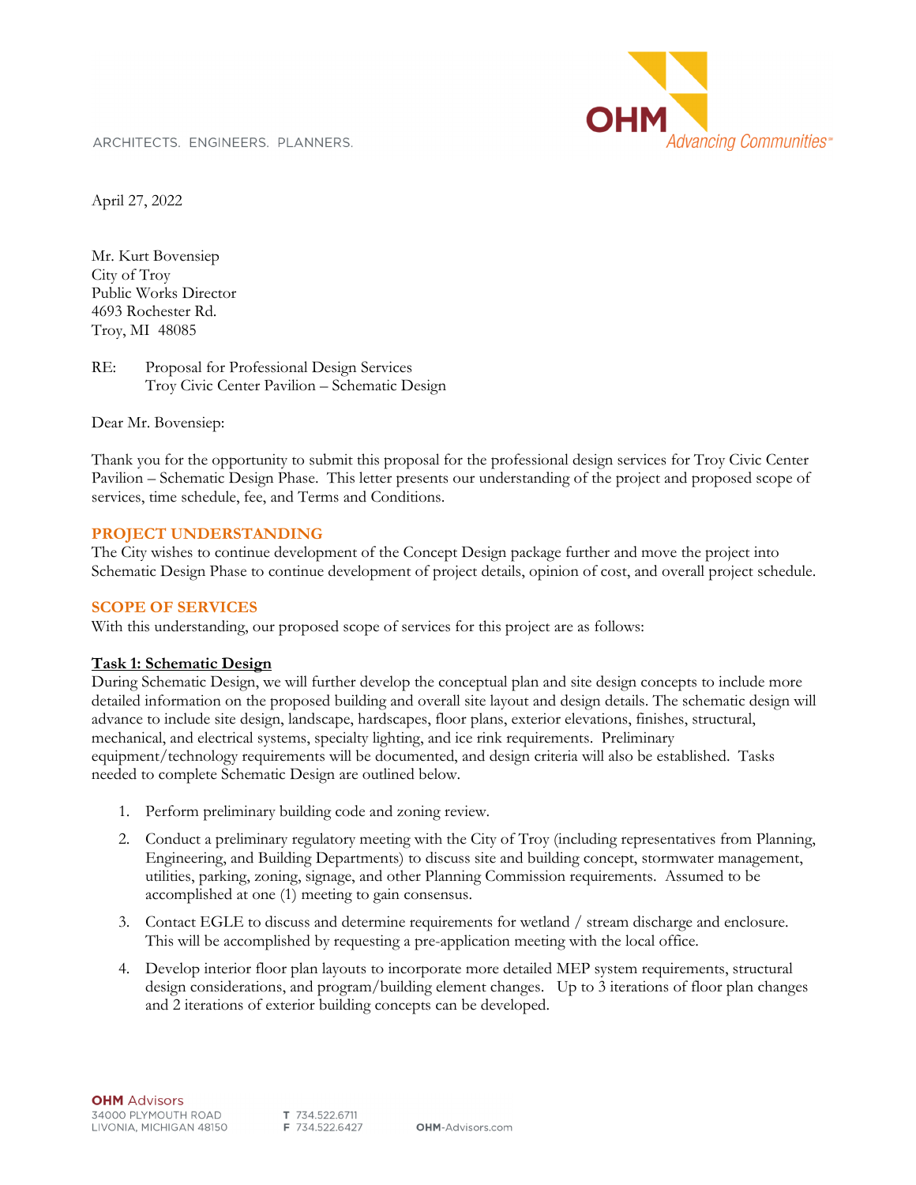ARCHITECTS. ENGINEERS. PLANNERS.

April 27, 2022

Mr. Kurt Bovensiep
City of Troy
Public Works Director
4693 Rochester Rd.
Troy, MI 48085

RE: Proposal for Professional Design Services
Troy Civic Center Pavilion – Schematic Design

Dear Mr. Bovensiep:

Thank you for the opportunity to submit this proposal for the professional design services for Troy Civic Center Pavilion – Schematic Design Phase. This letter presents our understanding of the project and proposed scope of services, time schedule, fee, and Terms and Conditions.

## PROJECT UNDERSTANDING

The City wishes to continue development of the Concept Design package further and move the project into Schematic Design Phase to continue development of project details, opinion of cost, and overall project schedule.

## SCOPE OF SERVICES

With this understanding, our proposed scope of services for this project are as follows:

### Task 1: Schematic Design

During Schematic Design, we will further develop the conceptual plan and site design concepts to include more detailed information on the proposed building and overall site layout and design details. The schematic design will advance to include site design, landscape, hardscapes, floor plans, exterior elevations, finishes, structural, mechanical, and electrical systems, specialty lighting, and ice rink requirements. Preliminary equipment/technology requirements will be documented, and design criteria will also be established. Tasks needed to complete Schematic Design are outlined below.

1. Perform preliminary building code and zoning review.
2. Conduct a preliminary regulatory meeting with the City of Troy (including representatives from Planning, Engineering, and Building Departments) to discuss site and building concept, stormwater management, utilities, parking, zoning, signage, and other Planning Commission requirements. Assumed to be accomplished at one (1) meeting to gain consensus.
3. Contact EGLE to discuss and determine requirements for wetland / stream discharge and enclosure. This will be accomplished by requesting a pre-application meeting with the local office.
4. Develop interior floor plan layouts to incorporate more detailed MEP system requirements, structural design considerations, and program/building element changes. Up to 3 iterations of floor plan changes and 2 iterations of exterior building concepts can be developed.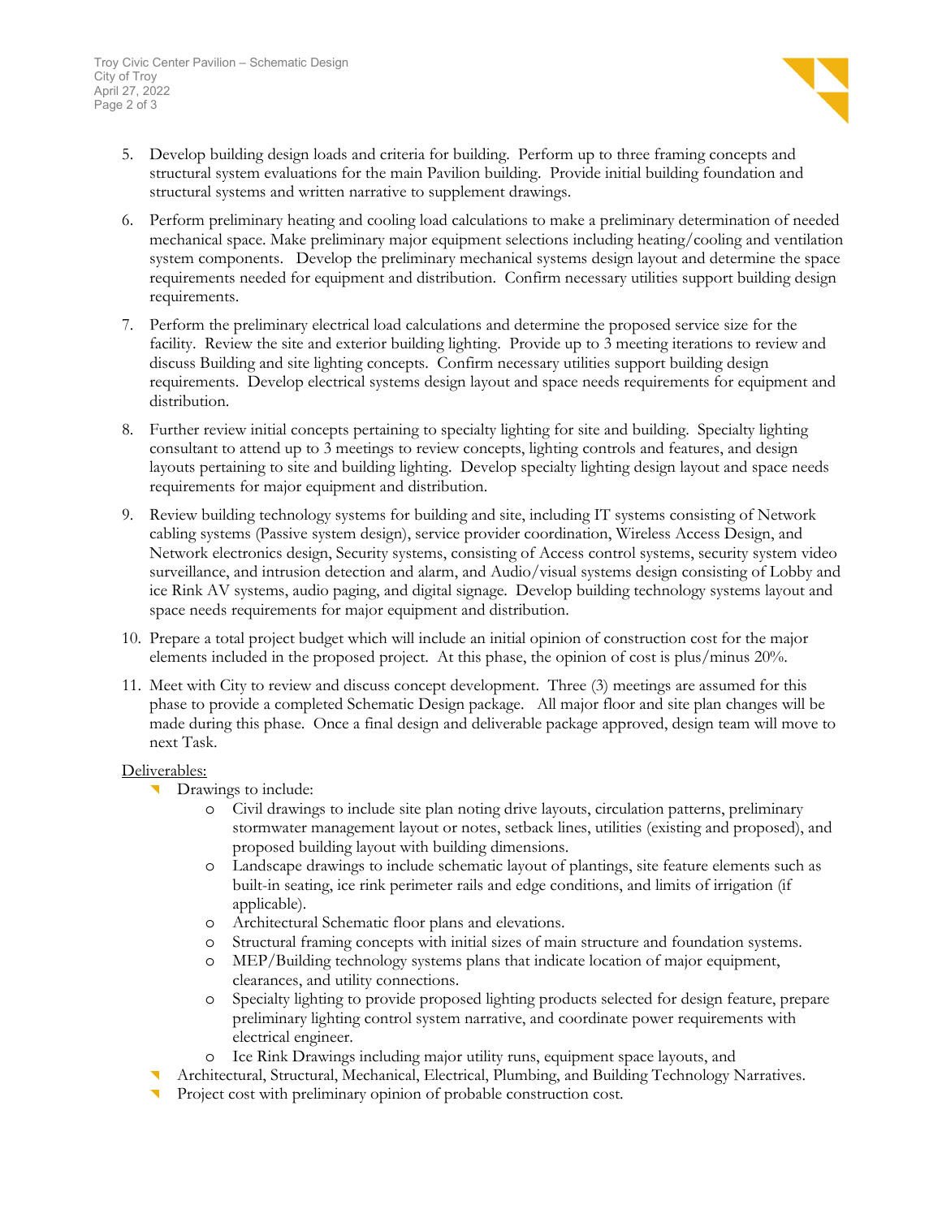5. Develop building design loads and criteria for building. Perform up to three framing concepts and structural system evaluations for the main Pavilion building. Provide initial building foundation and structural systems and written narrative to supplement drawings.

6. Perform preliminary heating and cooling load calculations to make a preliminary determination of needed mechanical space. Make preliminary major equipment selections including heating/cooling and ventilation system components. Develop the preliminary mechanical systems design layout and determine the space requirements needed for equipment and distribution. Confirm necessary utilities support building design requirements.

7. Perform the preliminary electrical load calculations and determine the proposed service size for the facility. Review the site and exterior building lighting. Provide up to 3 meeting iterations to review and discuss Building and site lighting concepts. Confirm necessary utilities support building design requirements. Develop electrical systems design layout and space needs requirements for equipment and distribution.

8. Further review initial concepts pertaining to specialty lighting for site and building. Specialty lighting consultant to attend up to 3 meetings to review concepts, lighting controls and features, and design layouts pertaining to site and building lighting. Develop specialty lighting design layout and space needs requirements for major equipment and distribution.

9. Review building technology systems for building and site, including IT systems consisting of Network cabling systems (Passive system design), service provider coordination, Wireless Access Design, and Network electronics design, Security systems, consisting of Access control systems, security system video surveillance, and intrusion detection and alarm, and Audio/visual systems design consisting of Lobby and ice Rink AV systems, audio paging, and digital signage. Develop building technology systems layout and space needs requirements for major equipment and distribution.

10. Prepare a total project budget which will include an initial opinion of construction cost for the major elements included in the proposed project. At this phase, the opinion of cost is plus/minus 20%.

11. Meet with City to review and discuss concept development. Three (3) meetings are assumed for this phase to provide a completed Schematic Design package. All major floor and site plan changes will be made during this phase. Once a final design and deliverable package approved, design team will move to next Task.

Deliverables:

- Drawings to include:
  - Civil drawings to include site plan noting drive layouts, circulation patterns, preliminary stormwater management layout or notes, setback lines, utilities (existing and proposed), and proposed building layout with building dimensions.
  - Landscape drawings to include schematic layout of plantings, site feature elements such as built-in seating, ice rink perimeter rails and edge conditions, and limits of irrigation (if applicable).
  - Architectural Schematic floor plans and elevations.
  - Structural framing concepts with initial sizes of main structure and foundation systems.
  - MEP/Building technology systems plans that indicate location of major equipment, clearances, and utility connections.
  - Specialty lighting to provide proposed lighting products selected for design feature, prepare preliminary lighting control system narrative, and coordinate power requirements with electrical engineer.
  - Ice Rink Drawings including major utility runs, equipment space layouts, and
- Architectural, Structural, Mechanical, Electrical, Plumbing, and Building Technology Narratives.
- Project cost with preliminary opinion of probable construction cost.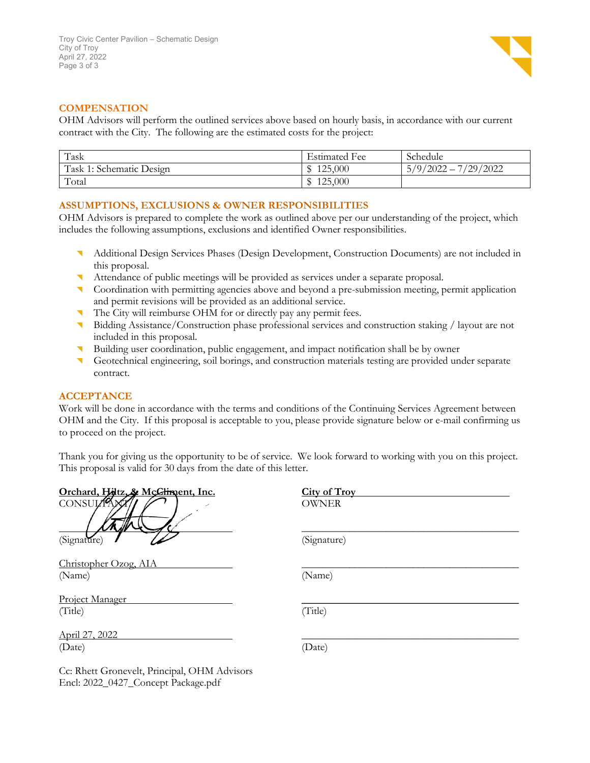## COMPENSATION

OHM Advisors will perform the outlined services above based on hourly basis, in accordance with our current contract with the City. The following are the estimated costs for the project:

| Task | Estimated Fee | Schedule |
|---|---|---|
| Task 1: Schematic Design | $ 125,000 | 5/9/2022 – 7/29/2022 |
| Total | $ 125,000 | |

## ASSUMPTIONS, EXCLUSIONS & OWNER RESPONSIBILITIES

OHM Advisors is prepared to complete the work as outlined above per our understanding of the project, which includes the following assumptions, exclusions and identified Owner responsibilities.

- Additional Design Services Phases (Design Development, Construction Documents) are not included in this proposal.
- Attendance of public meetings will be provided as services under a separate proposal.
- Coordination with permitting agencies above and beyond a pre-submission meeting, permit application and permit revisions will be provided as an additional service.
- The City will reimburse OHM for or directly pay any permit fees.
- Bidding Assistance/Construction phase professional services and construction staking / layout are not included in this proposal.
- Building user coordination, public engagement, and impact notification shall be by owner
- Geotechnical engineering, soil borings, and construction materials testing are provided under separate contract.

## ACCEPTANCE

Work will be done in accordance with the terms and conditions of the Continuing Services Agreement between OHM and the City. If this proposal is acceptable to you, please provide signature below or e-mail confirming us to proceed on the project.

Thank you for giving us the opportunity to be of service. We look forward to working with you on this project. This proposal is valid for 30 days from the date of this letter.

**Orchard, Hiltz, & McCliment, Inc.**
CONSULTANT

(Signature)

Christopher Ozog, AIA
(Name)

Project Manager
(Title)

April 27, 2022
(Date)

**City of Troy**
OWNER

(Signature)

(Name)

(Title)

(Date)

Cc: Rhett Gronevelt, Principal, OHM Advisors
Encl: 2022_0427_Concept Package.pdf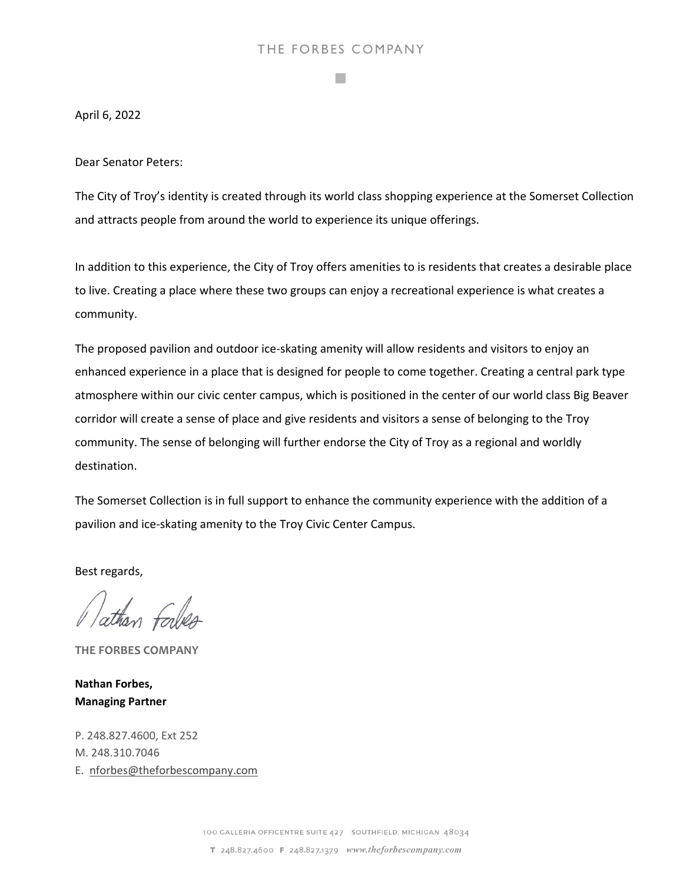THE FORBES COMPANY

April 6, 2022

Dear Senator Peters:

The City of Troy's identity is created through its world class shopping experience at the Somerset Collection and attracts people from around the world to experience its unique offerings.

In addition to this experience, the City of Troy offers amenities to is residents that creates a desirable place to live. Creating a place where these two groups can enjoy a recreational experience is what creates a community.

The proposed pavilion and outdoor ice-skating amenity will allow residents and visitors to enjoy an enhanced experience in a place that is designed for people to come together. Creating a central park type atmosphere within our civic center campus, which is positioned in the center of our world class Big Beaver corridor will create a sense of place and give residents and visitors a sense of belonging to the Troy community. The sense of belonging will further endorse the City of Troy as a regional and worldly destination.

The Somerset Collection is in full support to enhance the community experience with the addition of a pavilion and ice-skating amenity to the Troy Civic Center Campus.

Best regards,

Nathan Forbes

**THE FORBES COMPANY**

**Nathan Forbes,**
**Managing Partner**

P. 248.827.4600, Ext 252
M. 248.310.7046
E. nforbes@theforbescompany.com

100 GALLERIA OFFICENTRE SUITE 427 SOUTHFIELD, MICHIGAN 48034

T 248.827.4600 F 248.827.1379 *www.theforbescompany.com*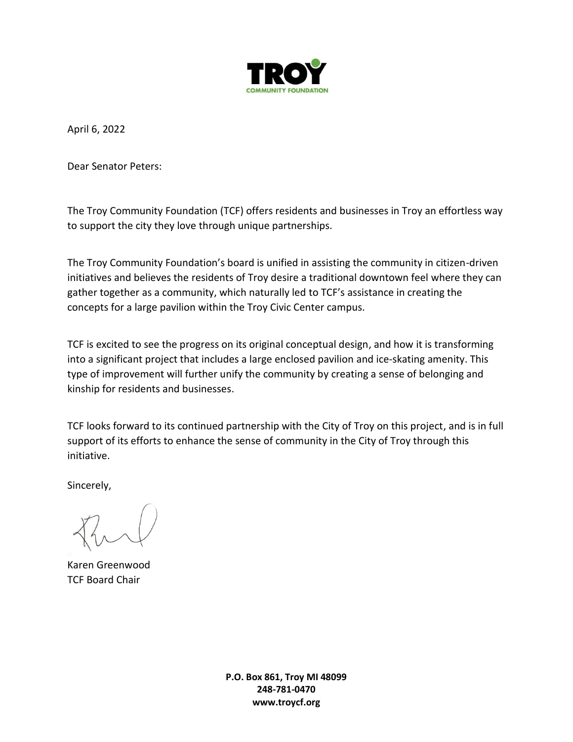**TROY**
**COMMUNITY FOUNDATION**

April 6, 2022

Dear Senator Peters:

The Troy Community Foundation (TCF) offers residents and businesses in Troy an effortless way to support the city they love through unique partnerships.

The Troy Community Foundation's board is unified in assisting the community in citizen-driven initiatives and believes the residents of Troy desire a traditional downtown feel where they can gather together as a community, which naturally led to TCF's assistance in creating the concepts for a large pavilion within the Troy Civic Center campus.

TCF is excited to see the progress on its original conceptual design, and how it is transforming into a significant project that includes a large enclosed pavilion and ice-skating amenity. This type of improvement will further unify the community by creating a sense of belonging and kinship for residents and businesses.

TCF looks forward to its continued partnership with the City of Troy on this project, and is in full support of its efforts to enhance the sense of community in the City of Troy through this initiative.

Sincerely,

Karen Greenwood
TCF Board Chair

**P.O. Box 861, Troy MI 48099**
**248-781-0470**
**www.troycf.org**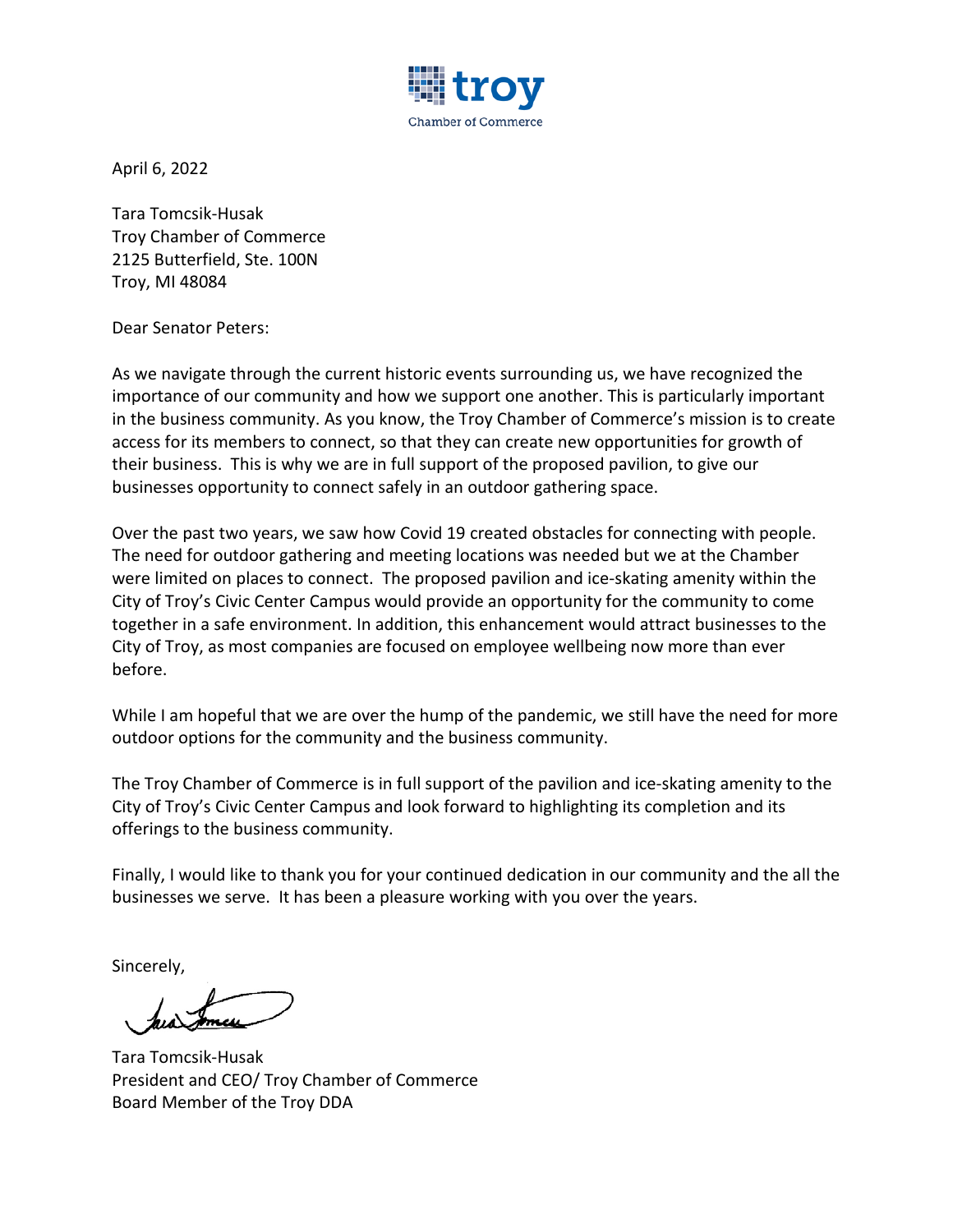troy
Chamber of Commerce

April 6, 2022

Tara Tomcsik-Husak
Troy Chamber of Commerce
2125 Butterfield, Ste. 100N
Troy, MI 48084

Dear Senator Peters:

As we navigate through the current historic events surrounding us, we have recognized the importance of our community and how we support one another. This is particularly important in the business community. As you know, the Troy Chamber of Commerce's mission is to create access for its members to connect, so that they can create new opportunities for growth of their business. This is why we are in full support of the proposed pavilion, to give our businesses opportunity to connect safely in an outdoor gathering space.

Over the past two years, we saw how Covid 19 created obstacles for connecting with people. The need for outdoor gathering and meeting locations was needed but we at the Chamber were limited on places to connect. The proposed pavilion and ice-skating amenity within the City of Troy's Civic Center Campus would provide an opportunity for the community to come together in a safe environment. In addition, this enhancement would attract businesses to the City of Troy, as most companies are focused on employee wellbeing now more than ever before.

While I am hopeful that we are over the hump of the pandemic, we still have the need for more outdoor options for the community and the business community.

The Troy Chamber of Commerce is in full support of the pavilion and ice-skating amenity to the City of Troy's Civic Center Campus and look forward to highlighting its completion and its offerings to the business community.

Finally, I would like to thank you for your continued dedication in our community and the all the businesses we serve. It has been a pleasure working with you over the years.

Sincerely,

Tara Tomcsik-Husak
President and CEO/ Troy Chamber of Commerce
Board Member of the Troy DDA